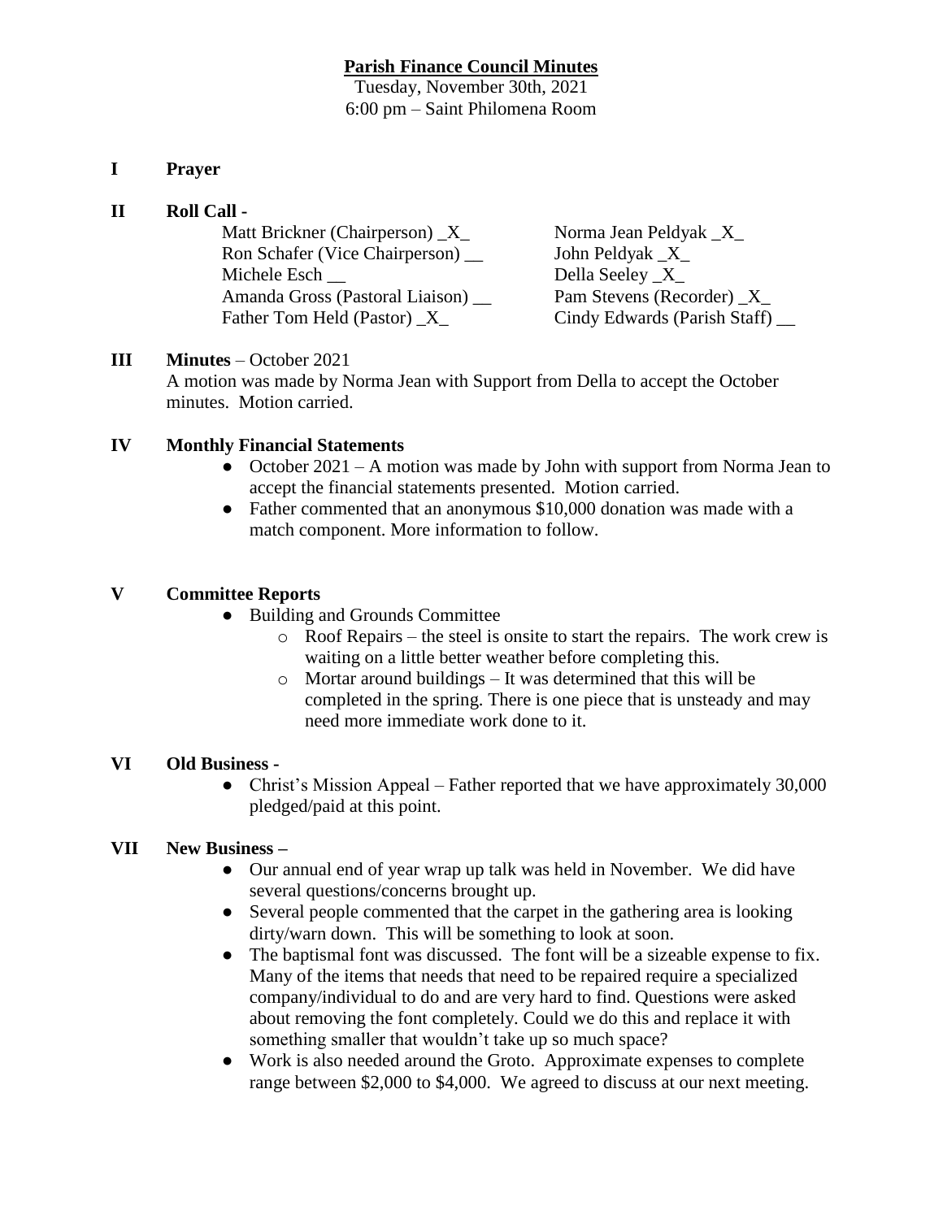# Parish Finance Council Minutes

Tuesday, November 30th, 2021
6:00 pm – Saint Philomena Room

## I Prayer

## II Roll Call -

Matt Brickner (Chairperson) _X_
Ron Schafer (Vice Chairperson) __
Michele Esch __
Amanda Gross (Pastoral Liaison) __
Father Tom Held (Pastor) _X_
Norma Jean Peldyak _X_
John Peldyak _X_
Della Seeley _X_
Pam Stevens (Recorder) _X_
Cindy Edwards (Parish Staff) __

## III Minutes – October 2021

A motion was made by Norma Jean with Support from Della to accept the October minutes. Motion carried.

## IV Monthly Financial Statements

- October 2021 – A motion was made by John with support from Norma Jean to accept the financial statements presented. Motion carried.
- Father commented that an anonymous $10,000 donation was made with a match component. More information to follow.

## V Committee Reports

- Building and Grounds Committee
  - Roof Repairs – the steel is onsite to start the repairs. The work crew is waiting on a little better weather before completing this.
  - Mortar around buildings – It was determined that this will be completed in the spring. There is one piece that is unsteady and may need more immediate work done to it.

## VI Old Business -

- Christ's Mission Appeal – Father reported that we have approximately 30,000 pledged/paid at this point.

## VII New Business –

- Our annual end of year wrap up talk was held in November. We did have several questions/concerns brought up.
- Several people commented that the carpet in the gathering area is looking dirty/warn down. This will be something to look at soon.
- The baptismal font was discussed. The font will be a sizeable expense to fix. Many of the items that needs that need to be repaired require a specialized company/individual to do and are very hard to find. Questions were asked about removing the font completely. Could we do this and replace it with something smaller that wouldn't take up so much space?
- Work is also needed around the Groto. Approximate expenses to complete range between $2,000 to $4,000. We agreed to discuss at our next meeting.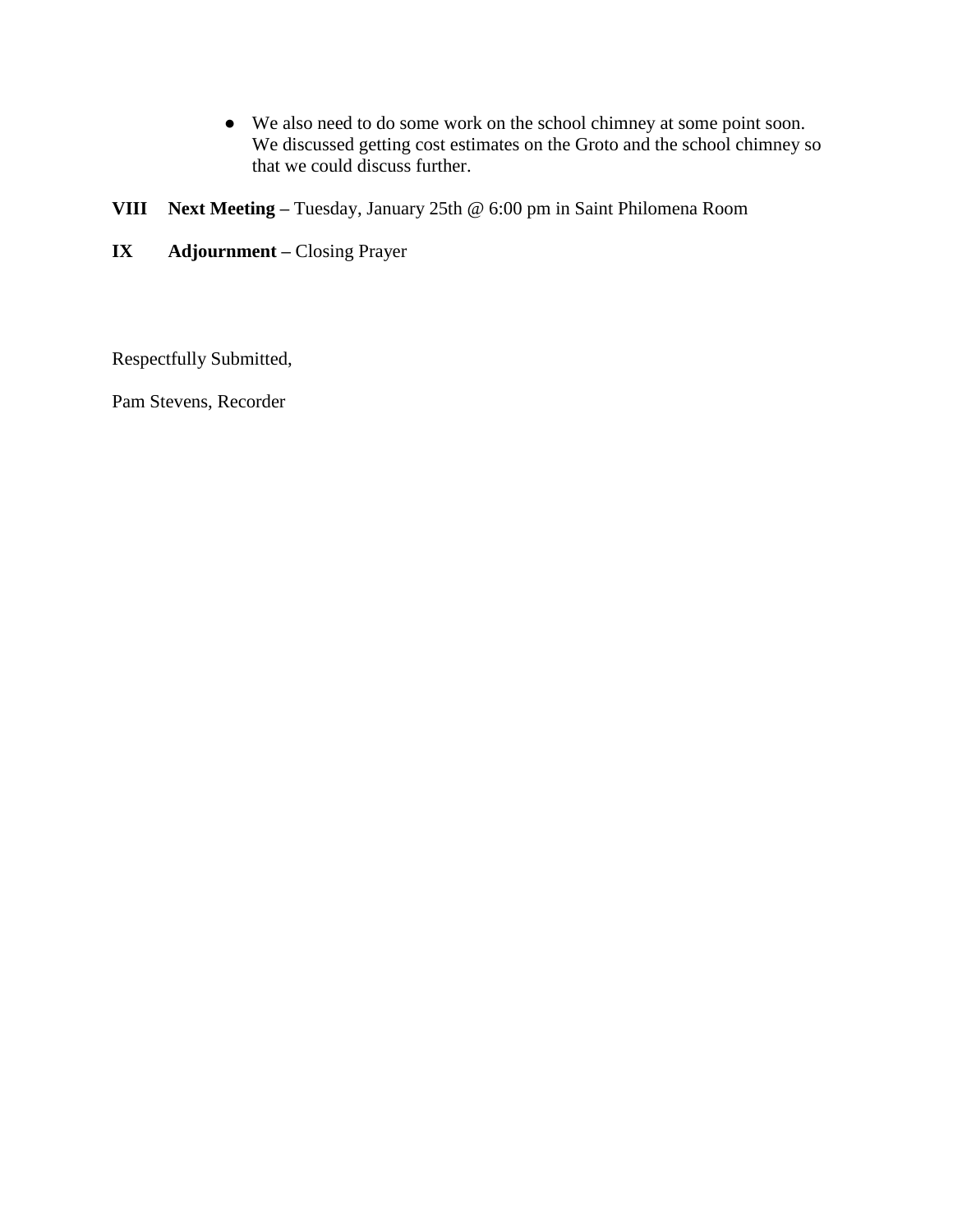- We also need to do some work on the school chimney at some point soon. We discussed getting cost estimates on the Groto and the school chimney so that we could discuss further.

**VIII Next Meeting –** Tuesday, January 25th @ 6:00 pm in Saint Philomena Room

**IX Adjournment –** Closing Prayer

Respectfully Submitted,

Pam Stevens, Recorder